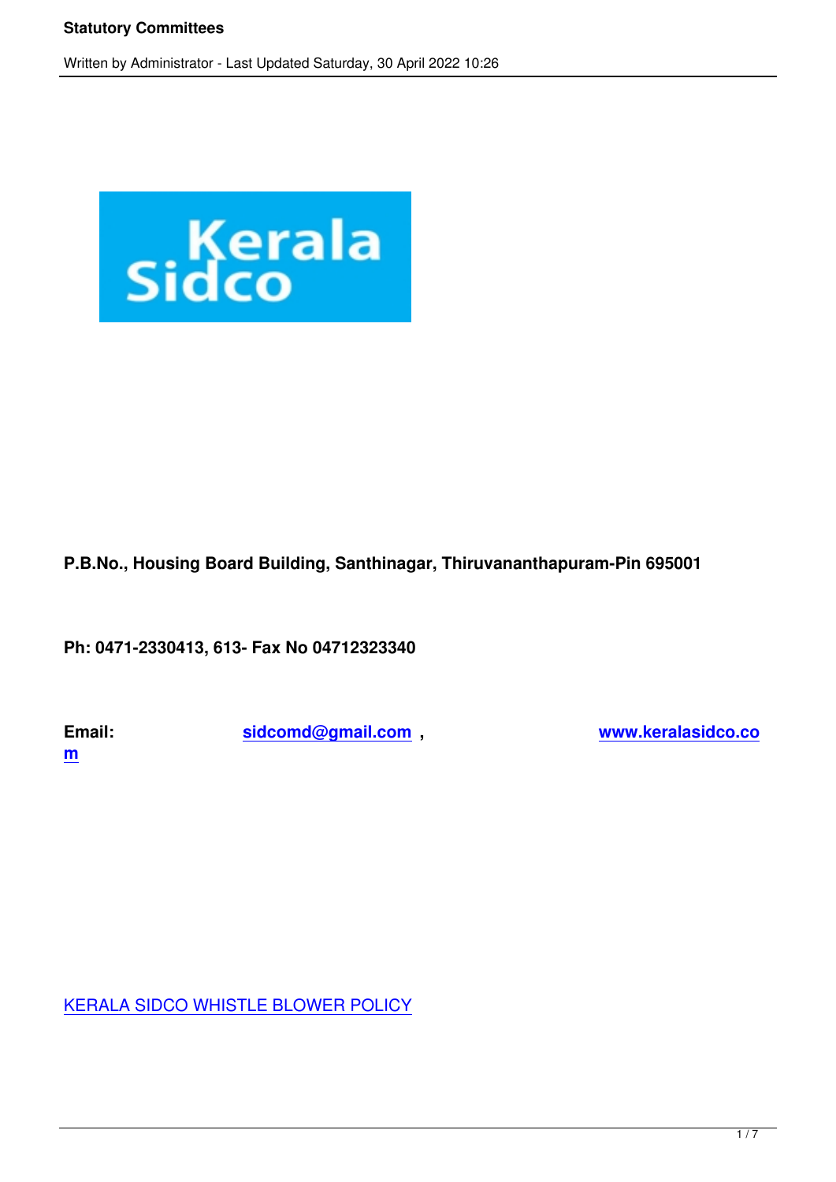**P.B.No., Housing Board Building, Santhinagar, Thiruvananthapuram-Pin 695001**

**Ph: 0471-2330413, 613- Fax No 04712323340**

**Email:** **sidcomd@gmail.com** , **www.keralasidco.com**

KERALA SIDCO WHISTLE BLOWER POLICY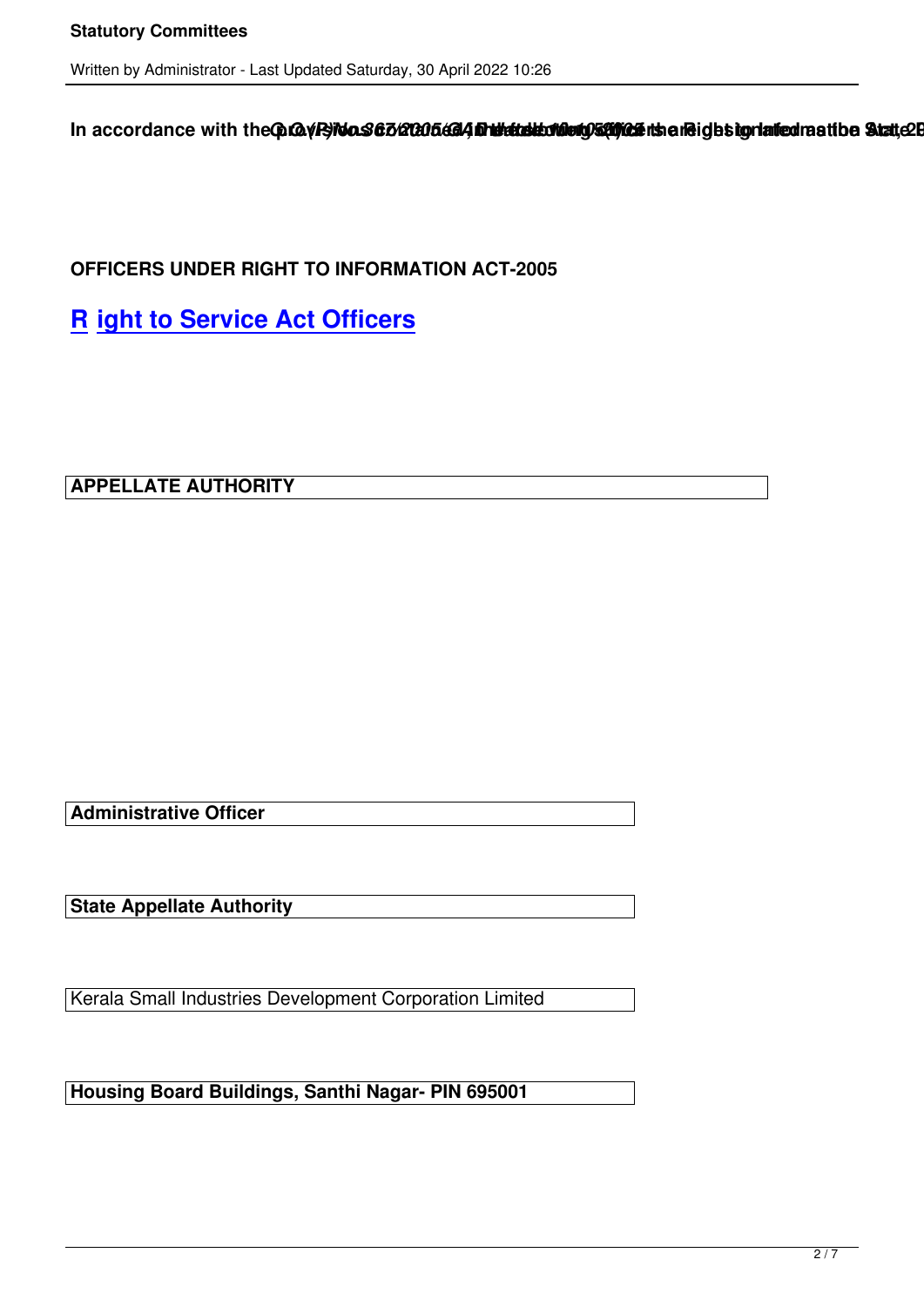In accordance with the provisions G.O.(P)No.367/2005/GAD dated ... the Right to Information Act, 2005 ... the State ...

**OFFICERS UNDER RIGHT TO INFORMATION ACT-2005**

## Right to Service Act Officers

| **APPELLATE AUTHORITY** |
| --- |

| **Administrative Officer** |
| --- |
| **State Appellate Authority** |
| Kerala Small Industries Development Corporation Limited |
| **Housing Board Buildings, Santhi Nagar- PIN 695001** |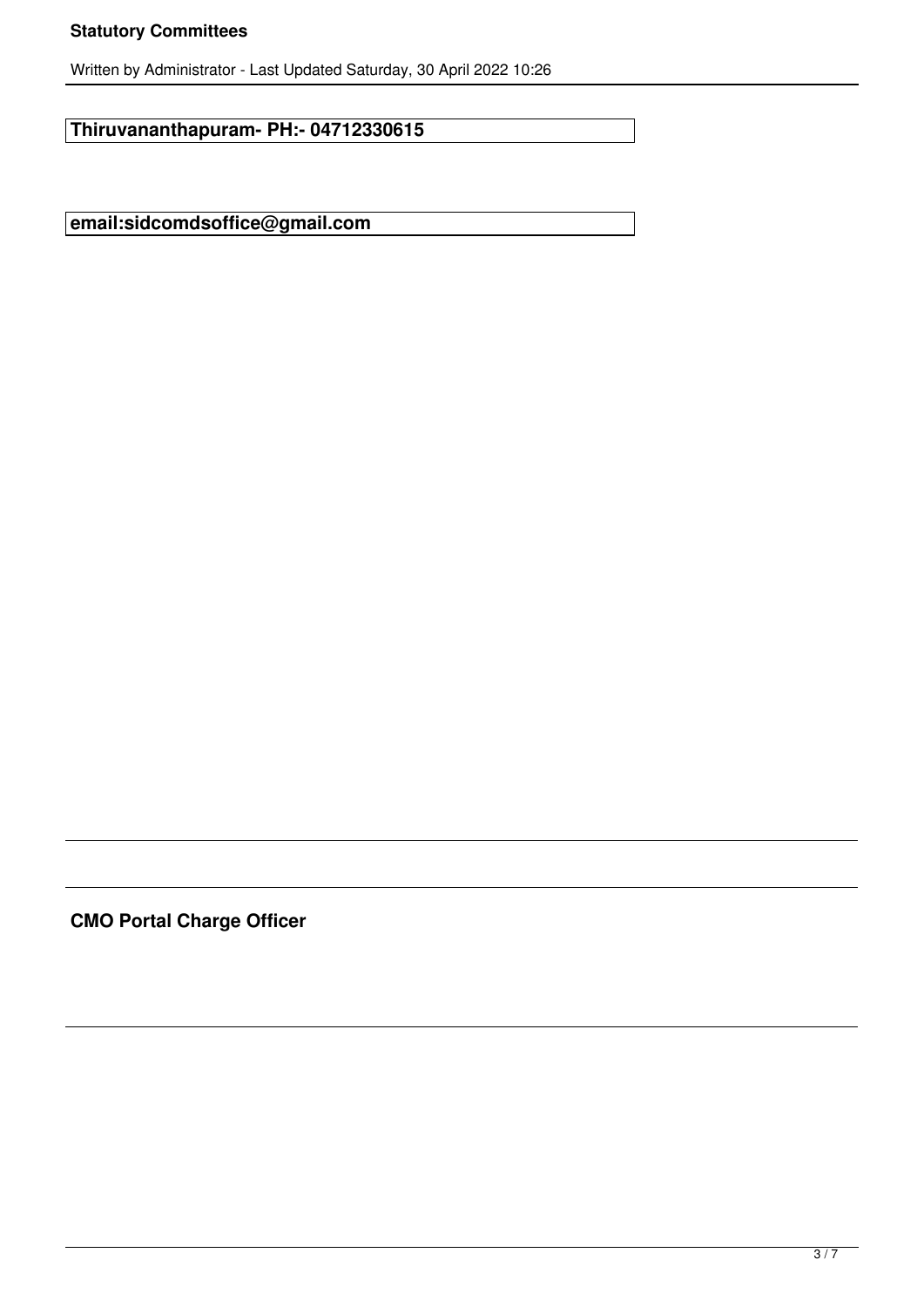| **Thiruvananthapuram- PH:- 04712330615** |
| --- |

| **email:sidcomdsoffice@gmail.com** |
| --- |

---

**CMO Portal Charge Officer**

---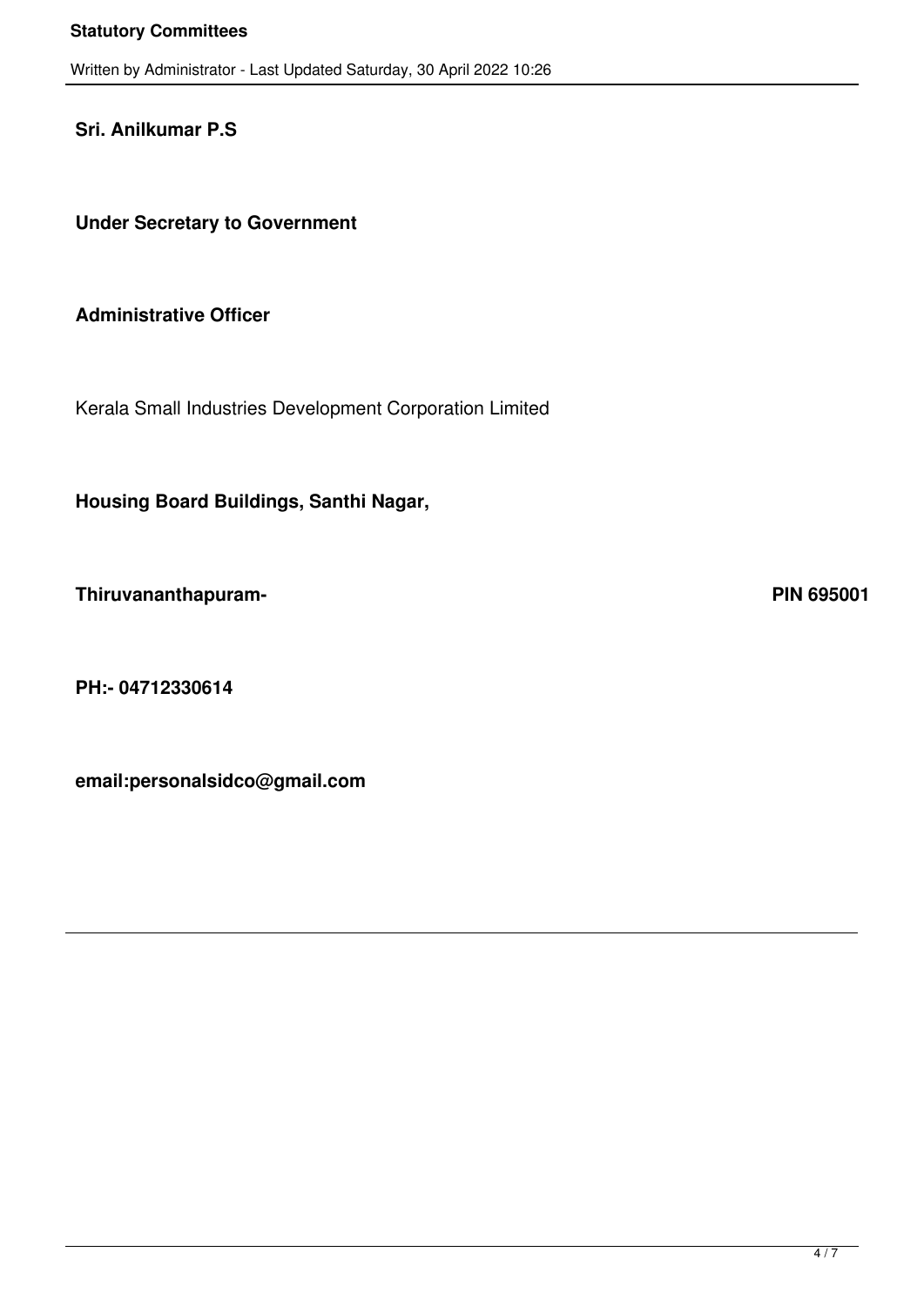**Sri. Anilkumar P.S**

**Under Secretary to Government**

**Administrative Officer**

Kerala Small Industries Development Corporation Limited

**Housing Board Buildings, Santhi Nagar,**

**Thiruvananthapuram- PIN 695001**

**PH:- 04712330614**

**email:personalsidco@gmail.com**

---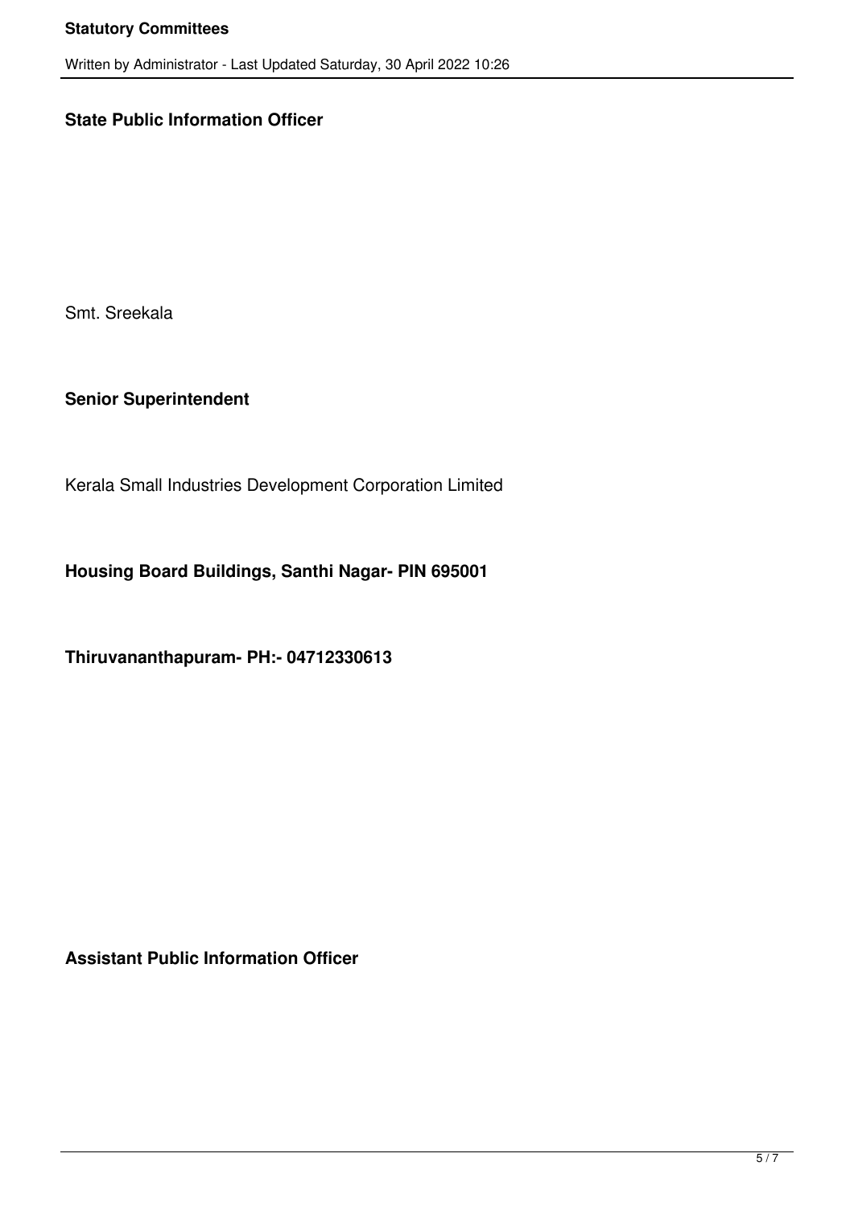**State Public Information Officer**

Smt. Sreekala

**Senior Superintendent**

Kerala Small Industries Development Corporation Limited

**Housing Board Buildings, Santhi Nagar- PIN 695001**

**Thiruvananthapuram- PH:- 04712330613**

**Assistant Public Information Officer**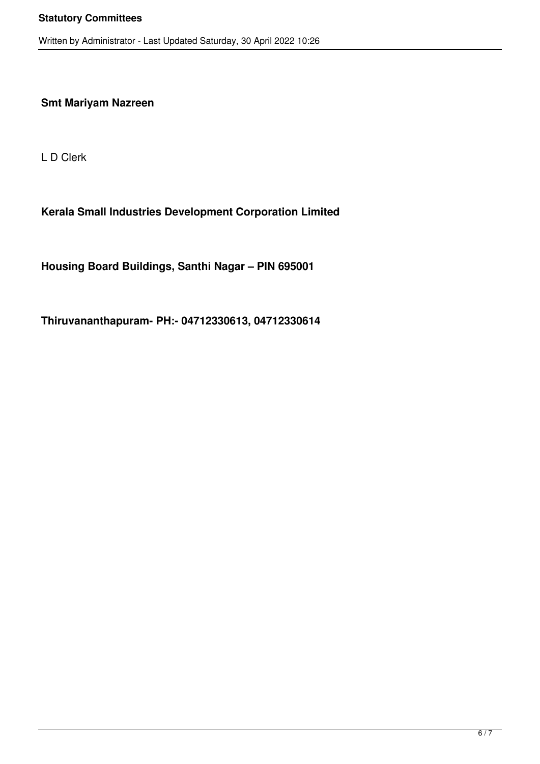**Smt Mariyam Nazreen**

L D Clerk

**Kerala Small Industries Development Corporation Limited**

**Housing Board Buildings, Santhi Nagar – PIN 695001**

**Thiruvananthapuram- PH:- 04712330613, 04712330614**